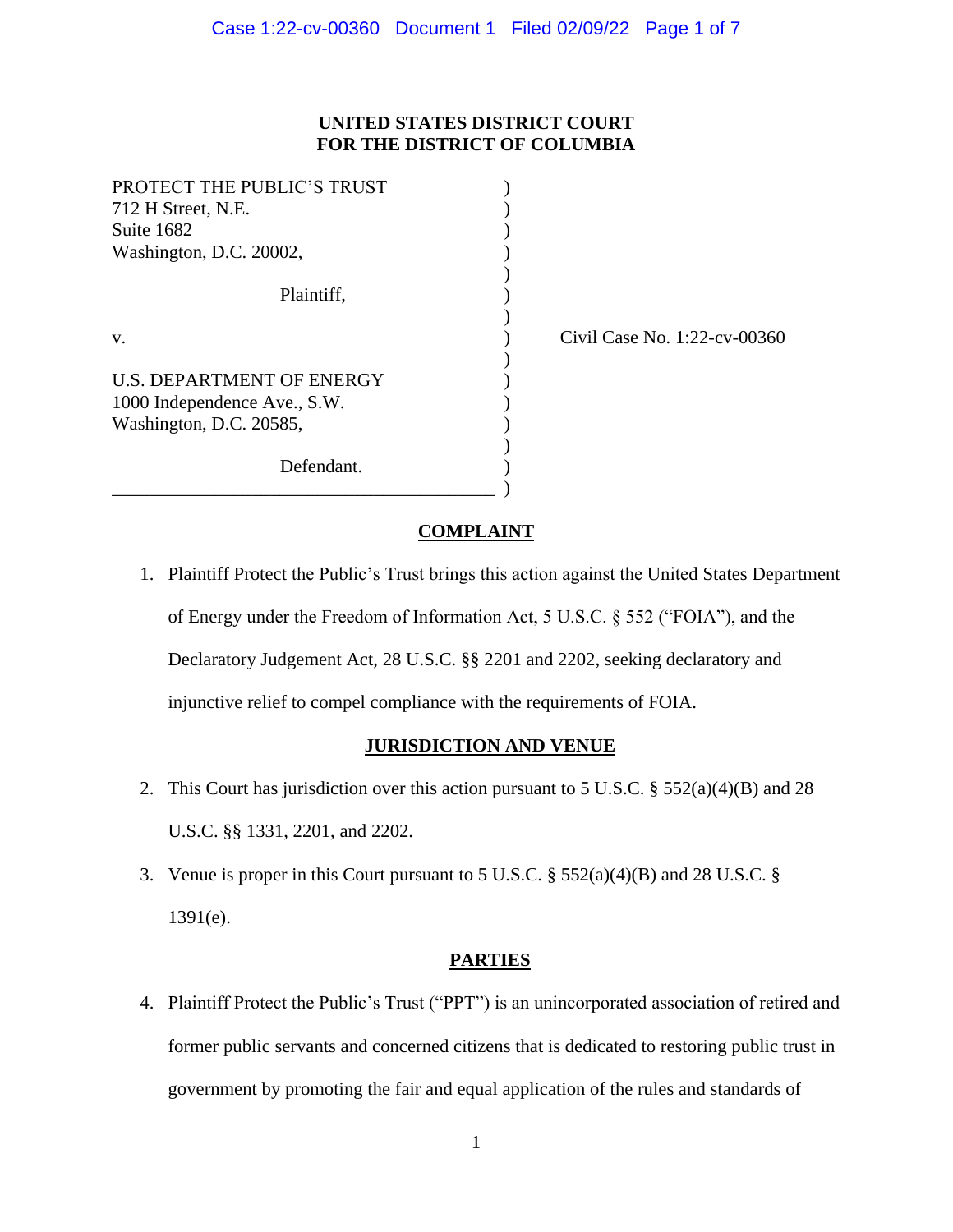**UNITED STATES DISTRICT COURT**
**FOR THE DISTRICT OF COLUMBIA**

PROTECT THE PUBLIC'S TRUST
712 H Street, N.E.
Suite 1682
Washington, D.C. 20002,

Plaintiff,

v.

U.S. DEPARTMENT OF ENERGY
1000 Independence Ave., S.W.
Washington, D.C. 20585,

Defendant.

Civil Case No. 1:22-cv-00360

## COMPLAINT

1. Plaintiff Protect the Public's Trust brings this action against the United States Department of Energy under the Freedom of Information Act, 5 U.S.C. § 552 ("FOIA"), and the Declaratory Judgement Act, 28 U.S.C. §§ 2201 and 2202, seeking declaratory and injunctive relief to compel compliance with the requirements of FOIA.

## JURISDICTION AND VENUE

2. This Court has jurisdiction over this action pursuant to 5 U.S.C. § 552(a)(4)(B) and 28 U.S.C. §§ 1331, 2201, and 2202.

3. Venue is proper in this Court pursuant to 5 U.S.C. § 552(a)(4)(B) and 28 U.S.C. § 1391(e).

## PARTIES

4. Plaintiff Protect the Public's Trust ("PPT") is an unincorporated association of retired and former public servants and concerned citizens that is dedicated to restoring public trust in government by promoting the fair and equal application of the rules and standards of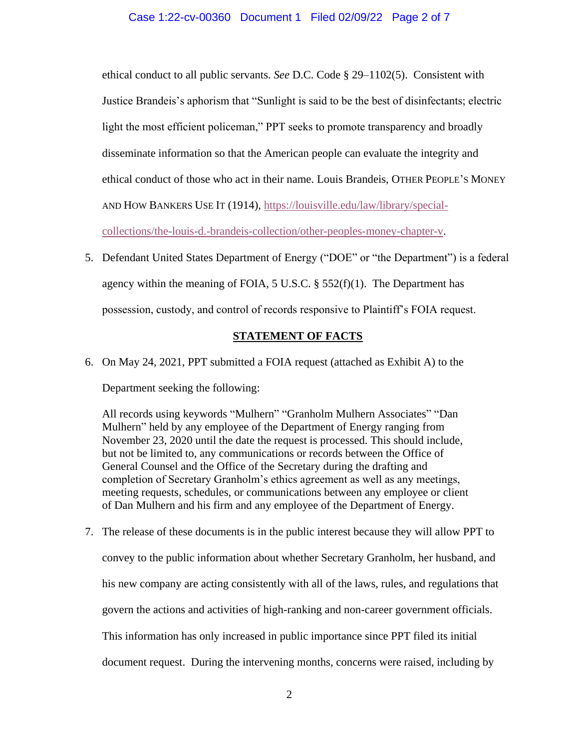ethical conduct to all public servants. *See* D.C. Code § 29–1102(5). Consistent with Justice Brandeis's aphorism that "Sunlight is said to be the best of disinfectants; electric light the most efficient policeman," PPT seeks to promote transparency and broadly disseminate information so that the American people can evaluate the integrity and ethical conduct of those who act in their name. Louis Brandeis, OTHER PEOPLE'S MONEY AND HOW BANKERS USE IT (1914), https://louisville.edu/law/library/special-collections/the-louis-d.-brandeis-collection/other-peoples-money-chapter-v.

5. Defendant United States Department of Energy ("DOE" or "the Department") is a federal agency within the meaning of FOIA, 5 U.S.C. § 552(f)(1). The Department has possession, custody, and control of records responsive to Plaintiff's FOIA request.

## STATEMENT OF FACTS

6. On May 24, 2021, PPT submitted a FOIA request (attached as Exhibit A) to the Department seeking the following:

   All records using keywords "Mulhern" "Granholm Mulhern Associates" "Dan Mulhern" held by any employee of the Department of Energy ranging from November 23, 2020 until the date the request is processed. This should include, but not be limited to, any communications or records between the Office of General Counsel and the Office of the Secretary during the drafting and completion of Secretary Granholm's ethics agreement as well as any meetings, meeting requests, schedules, or communications between any employee or client of Dan Mulhern and his firm and any employee of the Department of Energy.

7. The release of these documents is in the public interest because they will allow PPT to convey to the public information about whether Secretary Granholm, her husband, and his new company are acting consistently with all of the laws, rules, and regulations that govern the actions and activities of high-ranking and non-career government officials. This information has only increased in public importance since PPT filed its initial document request. During the intervening months, concerns were raised, including by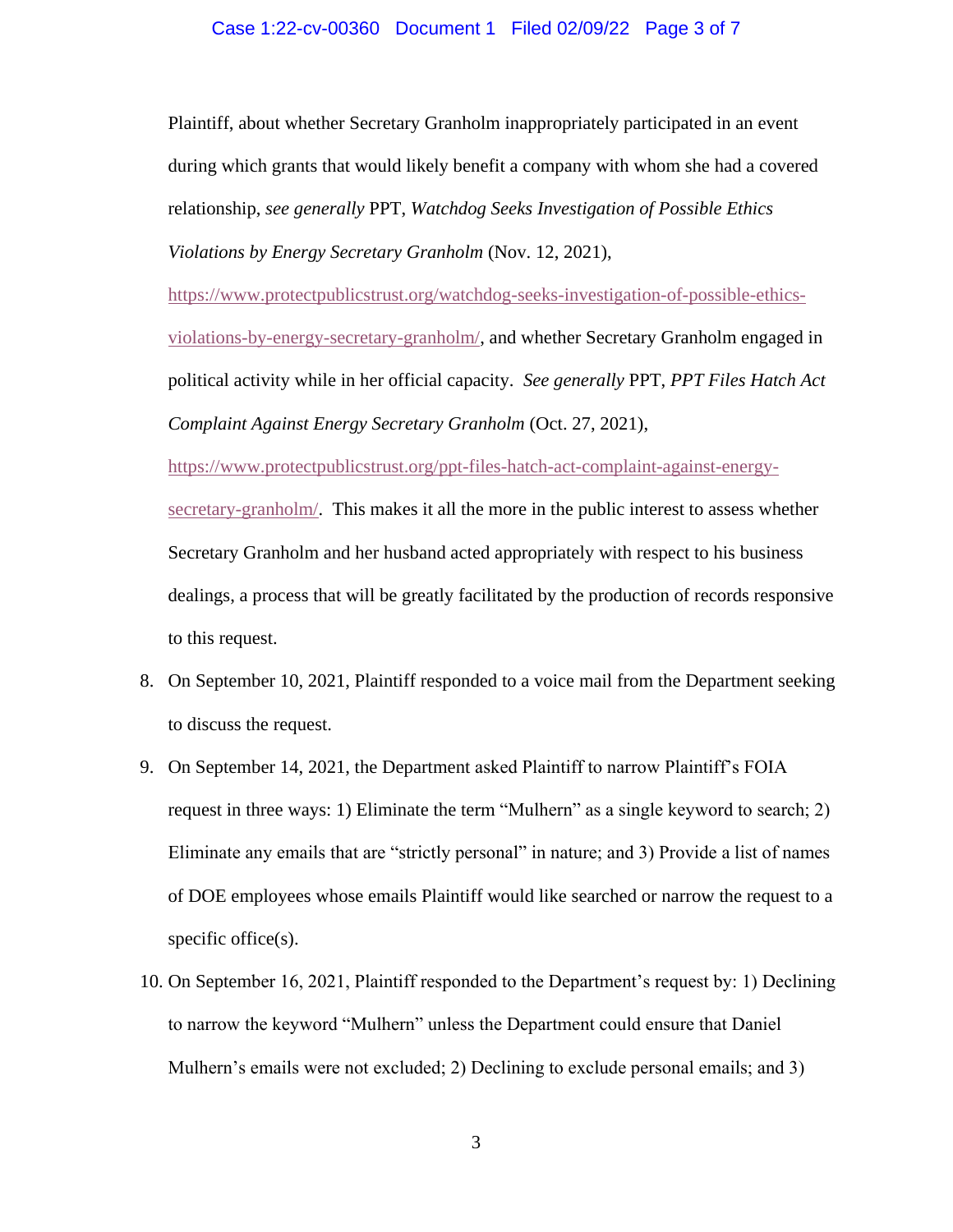Plaintiff, about whether Secretary Granholm inappropriately participated in an event during which grants that would likely benefit a company with whom she had a covered relationship, *see generally* PPT, *Watchdog Seeks Investigation of Possible Ethics Violations by Energy Secretary Granholm* (Nov. 12, 2021), https://www.protectpublicstrust.org/watchdog-seeks-investigation-of-possible-ethics-violations-by-energy-secretary-granholm/, and whether Secretary Granholm engaged in political activity while in her official capacity. *See generally* PPT, *PPT Files Hatch Act Complaint Against Energy Secretary Granholm* (Oct. 27, 2021), https://www.protectpublicstrust.org/ppt-files-hatch-act-complaint-against-energy-secretary-granholm/. This makes it all the more in the public interest to assess whether Secretary Granholm and her husband acted appropriately with respect to his business dealings, a process that will be greatly facilitated by the production of records responsive to this request.

8. On September 10, 2021, Plaintiff responded to a voice mail from the Department seeking to discuss the request.

9. On September 14, 2021, the Department asked Plaintiff to narrow Plaintiff's FOIA request in three ways: 1) Eliminate the term "Mulhern" as a single keyword to search; 2) Eliminate any emails that are "strictly personal" in nature; and 3) Provide a list of names of DOE employees whose emails Plaintiff would like searched or narrow the request to a specific office(s).

10. On September 16, 2021, Plaintiff responded to the Department's request by: 1) Declining to narrow the keyword "Mulhern" unless the Department could ensure that Daniel Mulhern's emails were not excluded; 2) Declining to exclude personal emails; and 3)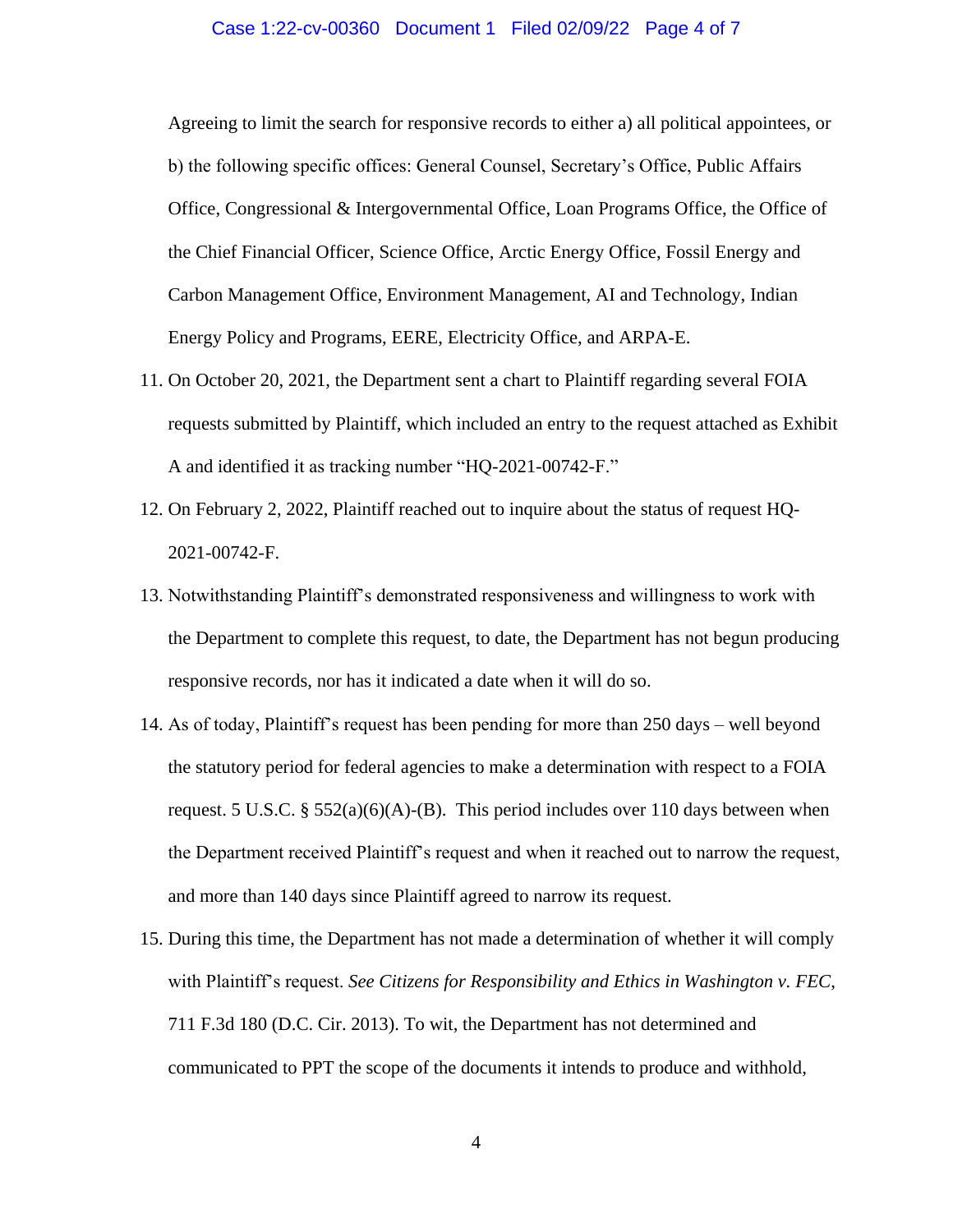Agreeing to limit the search for responsive records to either a) all political appointees, or b) the following specific offices: General Counsel, Secretary's Office, Public Affairs Office, Congressional & Intergovernmental Office, Loan Programs Office, the Office of the Chief Financial Officer, Science Office, Arctic Energy Office, Fossil Energy and Carbon Management Office, Environment Management, AI and Technology, Indian Energy Policy and Programs, EERE, Electricity Office, and ARPA-E.

11. On October 20, 2021, the Department sent a chart to Plaintiff regarding several FOIA requests submitted by Plaintiff, which included an entry to the request attached as Exhibit A and identified it as tracking number "HQ-2021-00742-F."
12. On February 2, 2022, Plaintiff reached out to inquire about the status of request HQ-2021-00742-F.
13. Notwithstanding Plaintiff's demonstrated responsiveness and willingness to work with the Department to complete this request, to date, the Department has not begun producing responsive records, nor has it indicated a date when it will do so.
14. As of today, Plaintiff's request has been pending for more than 250 days – well beyond the statutory period for federal agencies to make a determination with respect to a FOIA request. 5 U.S.C. § 552(a)(6)(A)-(B). This period includes over 110 days between when the Department received Plaintiff's request and when it reached out to narrow the request, and more than 140 days since Plaintiff agreed to narrow its request.
15. During this time, the Department has not made a determination of whether it will comply with Plaintiff's request. *See Citizens for Responsibility and Ethics in Washington v. FEC*, 711 F.3d 180 (D.C. Cir. 2013). To wit, the Department has not determined and communicated to PPT the scope of the documents it intends to produce and withhold,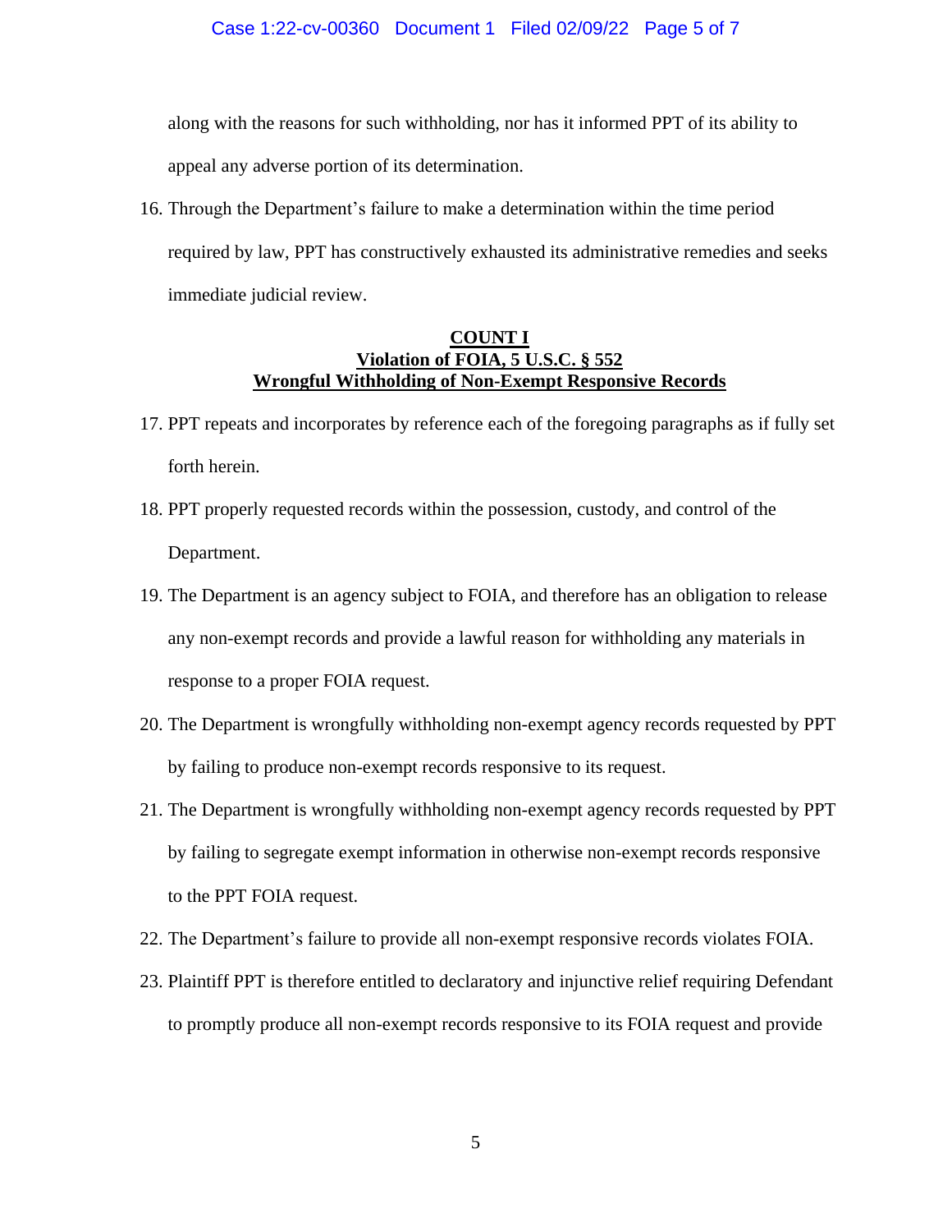along with the reasons for such withholding, nor has it informed PPT of its ability to appeal any adverse portion of its determination.

16. Through the Department's failure to make a determination within the time period required by law, PPT has constructively exhausted its administrative remedies and seeks immediate judicial review.

**COUNT I**
**Violation of FOIA, 5 U.S.C. § 552**
**Wrongful Withholding of Non-Exempt Responsive Records**

17. PPT repeats and incorporates by reference each of the foregoing paragraphs as if fully set forth herein.

18. PPT properly requested records within the possession, custody, and control of the Department.

19. The Department is an agency subject to FOIA, and therefore has an obligation to release any non-exempt records and provide a lawful reason for withholding any materials in response to a proper FOIA request.

20. The Department is wrongfully withholding non-exempt agency records requested by PPT by failing to produce non-exempt records responsive to its request.

21. The Department is wrongfully withholding non-exempt agency records requested by PPT by failing to segregate exempt information in otherwise non-exempt records responsive to the PPT FOIA request.

22. The Department's failure to provide all non-exempt responsive records violates FOIA.

23. Plaintiff PPT is therefore entitled to declaratory and injunctive relief requiring Defendant to promptly produce all non-exempt records responsive to its FOIA request and provide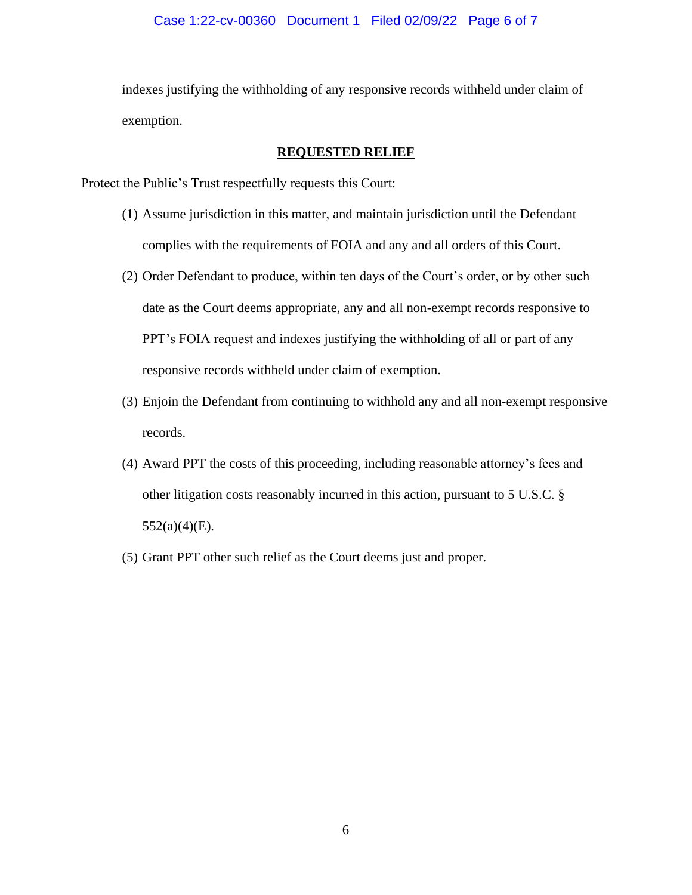indexes justifying the withholding of any responsive records withheld under claim of exemption.

## REQUESTED RELIEF

Protect the Public's Trust respectfully requests this Court:

(1) Assume jurisdiction in this matter, and maintain jurisdiction until the Defendant complies with the requirements of FOIA and any and all orders of this Court.

(2) Order Defendant to produce, within ten days of the Court's order, or by other such date as the Court deems appropriate, any and all non-exempt records responsive to PPT's FOIA request and indexes justifying the withholding of all or part of any responsive records withheld under claim of exemption.

(3) Enjoin the Defendant from continuing to withhold any and all non-exempt responsive records.

(4) Award PPT the costs of this proceeding, including reasonable attorney's fees and other litigation costs reasonably incurred in this action, pursuant to 5 U.S.C. § 552(a)(4)(E).

(5) Grant PPT other such relief as the Court deems just and proper.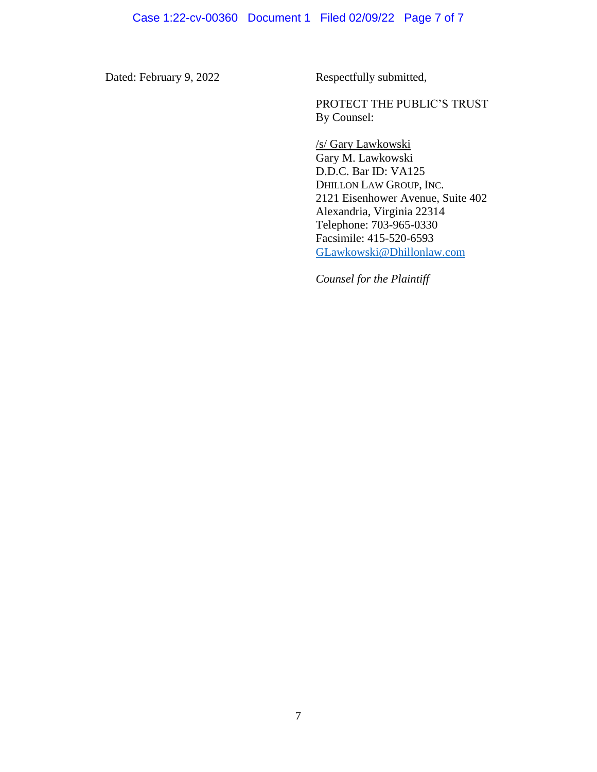Dated: February 9, 2022

Respectfully submitted,

PROTECT THE PUBLIC'S TRUST
By Counsel:

/s/ Gary Lawkowski
Gary M. Lawkowski
D.D.C. Bar ID: VA125
DHILLON LAW GROUP, INC.
2121 Eisenhower Avenue, Suite 402
Alexandria, Virginia 22314
Telephone: 703-965-0330
Facsimile: 415-520-6593
GLawkowski@Dhillonlaw.com

*Counsel for the Plaintiff*